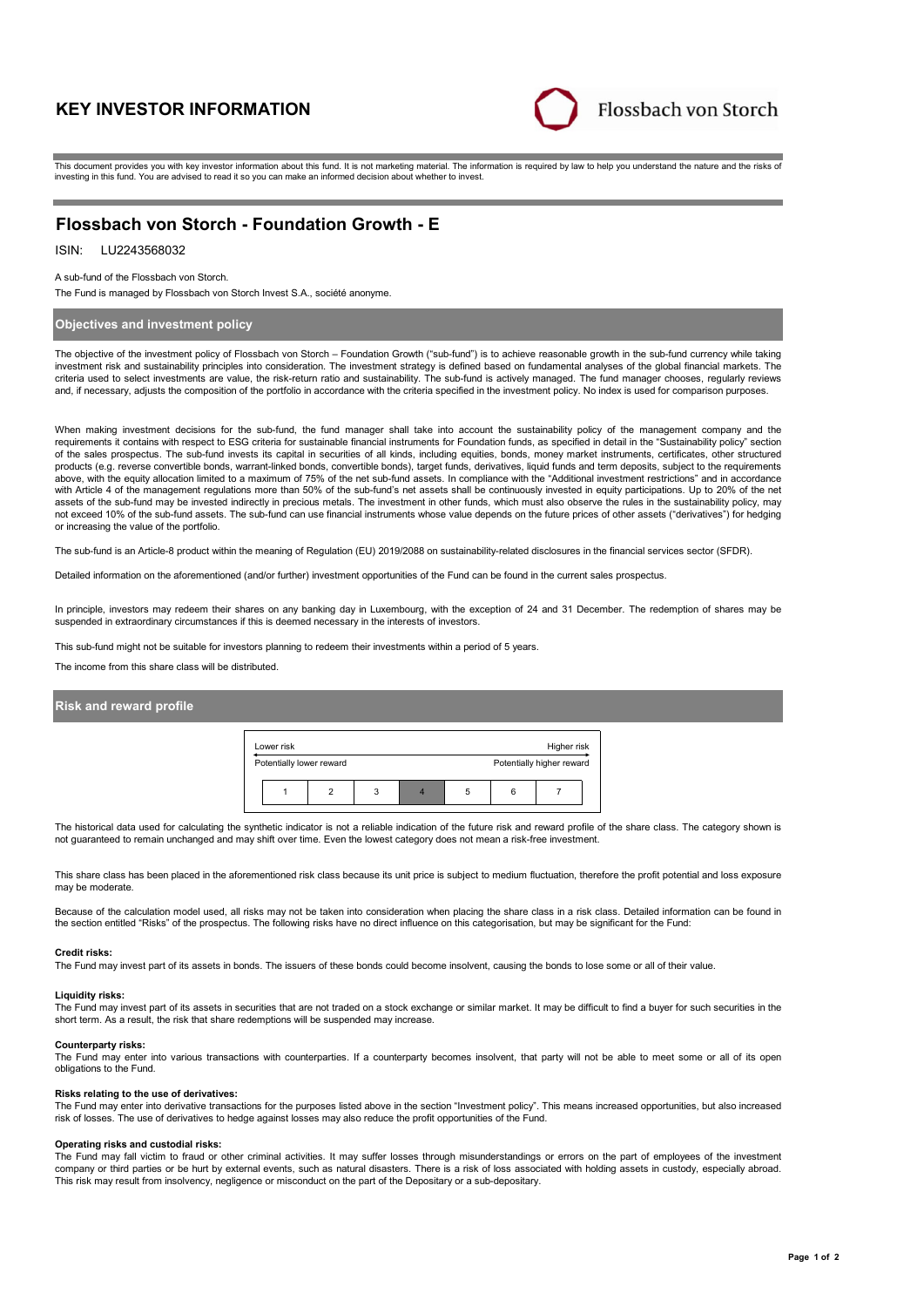# KEY INVESTOR INFORMATION

Flossbach von Storch

This document provides you with key investor information about this fund. It is not marketing material. The information is required by law to help you understand the nature and the risks of investing in this fund. You are advised to read it so you can make an informed decision about whether to invest.

## Flossbach von Storch - Foundation Growth - E

ISIN: LU2243568032

A sub-fund of the Flossbach von Storch.

The Fund is managed by Flossbach von Storch Invest S.A., société anonyme.

### Objectives and investment policy

The objective of the investment policy of Flossbach von Storch – Foundation Growth ("sub-fund") is to achieve reasonable growth in the sub-fund currency while taking investment risk and sustainability principles into consideration. The investment strategy is defined based on fundamental analyses of the global financial markets. The criteria used to select investments are value, the risk-return ratio and sustainability. The sub-fund is actively managed. The fund manager chooses, regularly reviews and, if necessary, adjusts the composition of the portfolio in accordance with the criteria specified in the investment policy. No index is used for comparison purposes.

When making investment decisions for the sub-fund, the fund manager shall take into account the sustainability policy of the management company and the requirements it contains with respect to ESG criteria for sustainable financial instruments for Foundation funds, as specified in detail in the "Sustainability policy" section of the sales prospectus. The sub-fund invests its capital in securities of all kinds, including equities, bonds, money market instruments, certificates, other structured products (e.g. reverse convertible bonds, warrant-linked bonds, convertible bonds), target funds, derivatives, liquid funds and term deposits, subject to the requirements above, with the equity allocation limited to a maximum of 75% of the net sub-fund assets. In compliance with the "Additional investment restrictions" and in accordance with Article 4 of the management regulations more than 50% of the sub-fund's net assets shall be continuously invested in equity participations. Up to 20% of the net assets of the sub-fund may be invested indirectly in precious metals. The investment in other funds, which must also observe the rules in the sustainability policy, may not exceed 10% of the sub-fund assets. The sub-fund can use financial instruments whose value depends on the future prices of other assets ("derivatives") for hedging or increasing the value of the portfolio.

The sub-fund is an Article-8 product within the meaning of Regulation (EU) 2019/2088 on sustainability-related disclosures in the financial services sector (SFDR).

Detailed information on the aforementioned (and/or further) investment opportunities of the Fund can be found in the current sales prospectus.

In principle, investors may redeem their shares on any banking day in Luxembourg, with the exception of 24 and 31 December. The redemption of shares may be suspended in extraordinary circumstances if this is deemed necessary in the interests of investors.

This sub-fund might not be suitable for investors planning to redeem their investments within a period of 5 years.

The income from this share class will be distributed.

### Risk and reward profile

Lower risk — Higher risk

Potentially lower reward — Potentially higher reward

| 1 | 2 | 3 | **4** | 5 | 6 | 7 |
|---|---|---|---|---|---|---|

The historical data used for calculating the synthetic indicator is not a reliable indication of the future risk and reward profile of the share class. The category shown is not guaranteed to remain unchanged and may shift over time. Even the lowest category does not mean a risk-free investment.

This share class has been placed in the aforementioned risk class because its unit price is subject to medium fluctuation, therefore the profit potential and loss exposure may be moderate.

Because of the calculation model used, all risks may not be taken into consideration when placing the share class in a risk class. Detailed information can be found in the section entitled "Risks" of the prospectus. The following risks have no direct influence on this categorisation, but may be significant for the Fund:

**Credit risks:**
The Fund may invest part of its assets in bonds. The issuers of these bonds could become insolvent, causing the bonds to lose some or all of their value.

**Liquidity risks:**
The Fund may invest part of its assets in securities that are not traded on a stock exchange or similar market. It may be difficult to find a buyer for such securities in the short term. As a result, the risk that share redemptions will be suspended may increase.

**Counterparty risks:**
The Fund may enter into various transactions with counterparties. If a counterparty becomes insolvent, that party will not be able to meet some or all of its open obligations to the Fund.

**Risks relating to the use of derivatives:**
The Fund may enter into derivative transactions for the purposes listed above in the section "Investment policy". This means increased opportunities, but also increased risk of losses. The use of derivatives to hedge against losses may also reduce the profit opportunities of the Fund.

**Operating risks and custodial risks:**
The Fund may fall victim to fraud or other criminal activities. It may suffer losses through misunderstandings or errors on the part of employees of the investment company or third parties or be hurt by external events, such as natural disasters. There is a risk of loss associated with holding assets in custody, especially abroad. This risk may result from insolvency, negligence or misconduct on the part of the Depositary or a sub-depositary.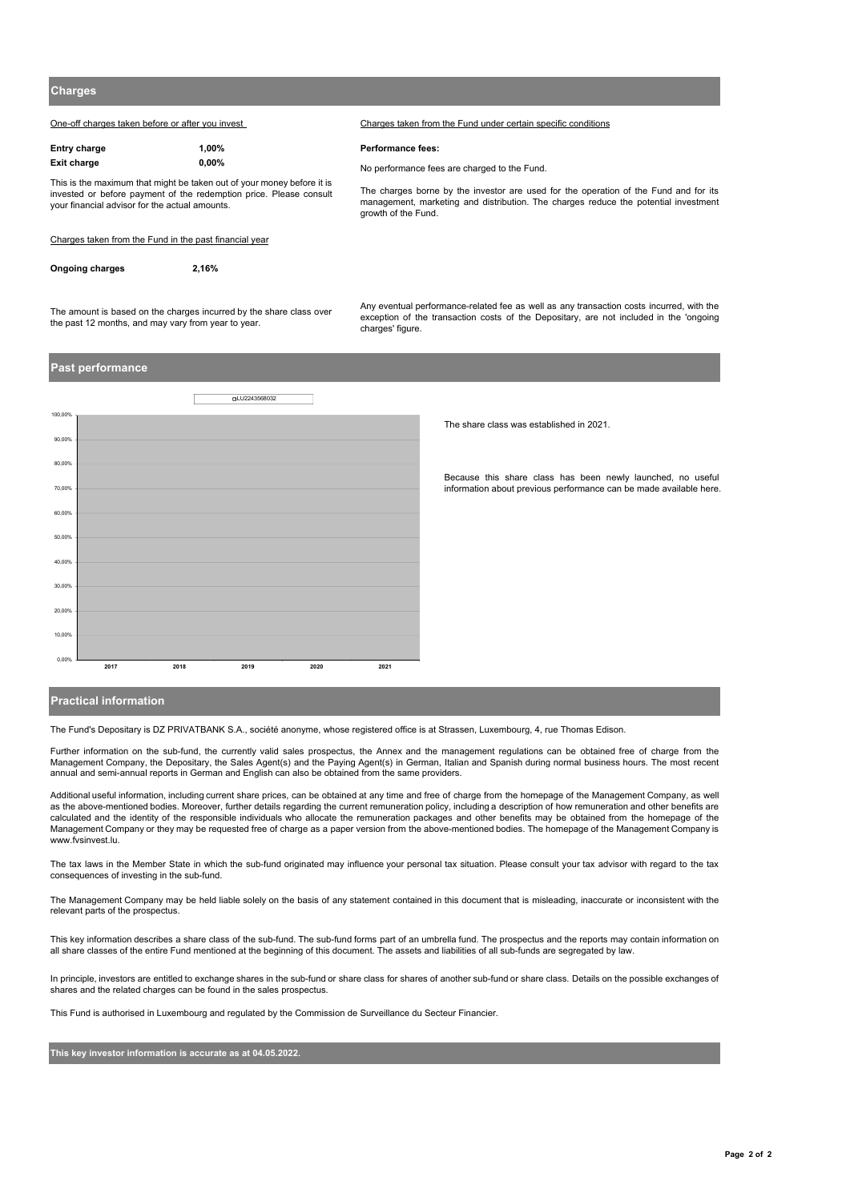## Charges

One-off charges taken before or after you invest

| | |
|---|---|
| **Entry charge** | **1,00%** |
| **Exit charge** | **0,00%** |

This is the maximum that might be taken out of your money before it is invested or before payment of the redemption price. Please consult your financial advisor for the actual amounts.

Charges taken from the Fund in the past financial year

| | |
|---|---|
| **Ongoing charges** | **2,16%** |

The amount is based on the charges incurred by the share class over the past 12 months, and may vary from year to year.

Charges taken from the Fund under certain specific conditions

**Performance fees:**

No performance fees are charged to the Fund.

The charges borne by the investor are used for the operation of the Fund and for its management, marketing and distribution. The charges reduce the potential investment growth of the Fund.

Any eventual performance-related fee as well as any transaction costs incurred, with the exception of the transaction costs of the Depositary, are not included in the 'ongoing charges' figure.

## Past performance

LU2243568032

100,00%
90,00%
80,00%
70,00%
60,00%
50,00%
40,00%
30,00%
20,00%
10,00%
0,00%

2017
2018
2019
2020
2021

The share class was established in 2021.

Because this share class has been newly launched, no useful information about previous performance can be made available here.

## Practical information

The Fund's Depositary is DZ PRIVATBANK S.A., société anonyme, whose registered office is at Strassen, Luxembourg, 4, rue Thomas Edison.

Further information on the sub-fund, the currently valid sales prospectus, the Annex and the management regulations can be obtained free of charge from the Management Company, the Depositary, the Sales Agent(s) and the Paying Agent(s) in German, Italian and Spanish during normal business hours. The most recent annual and semi-annual reports in German and English can also be obtained from the same providers.

Additional useful information, including current share prices, can be obtained at any time and free of charge from the homepage of the Management Company, as well as the above-mentioned bodies. Moreover, further details regarding the current remuneration policy, including a description of how remuneration and other benefits are calculated and the identity of the responsible individuals who allocate the remuneration packages and other benefits may be obtained from the homepage of the Management Company or they may be requested free of charge as a paper version from the above-mentioned bodies. The homepage of the Management Company is www.fvsinvest.lu.

The tax laws in the Member State in which the sub-fund originated may influence your personal tax situation. Please consult your tax advisor with regard to the tax consequences of investing in the sub-fund.

The Management Company may be held liable solely on the basis of any statement contained in this document that is misleading, inaccurate or inconsistent with the relevant parts of the prospectus.

This key information describes a share class of the sub-fund. The sub-fund forms part of an umbrella fund. The prospectus and the reports may contain information on all share classes of the entire Fund mentioned at the beginning of this document. The assets and liabilities of all sub-funds are segregated by law.

In principle, investors are entitled to exchange shares in the sub-fund or share class for shares of another sub-fund or share class. Details on the possible exchanges of shares and the related charges can be found in the sales prospectus.

This Fund is authorised in Luxembourg and regulated by the Commission de Surveillance du Secteur Financier.

**This key investor information is accurate as at 04.05.2022.**